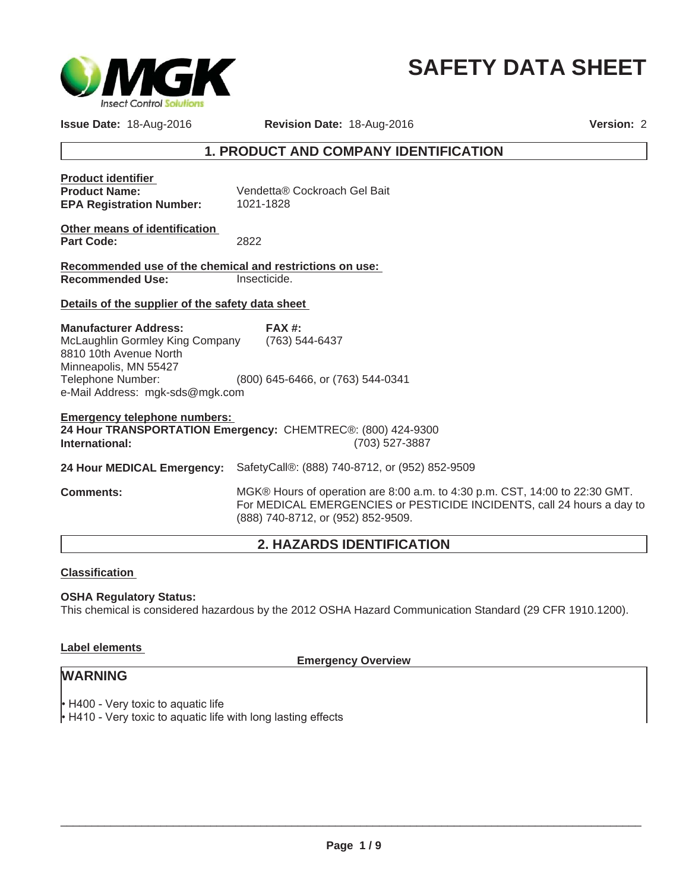# SAFETY DATA SHEET

**Issue Date:** 18-Aug-2016 **Revision Date:** 18-Aug-2016 **Version:** 2

## 1. PRODUCT AND COMPANY IDENTIFICATION

**Product identifier**

**Product Name:** Vendetta® Cockroach Gel Bait

**EPA Registration Number:** 1021-1828

**Other means of identification**

**Part Code:** 2822

**Recommended use of the chemical and restrictions on use:**

**Recommended Use:** Insecticide.

**Details of the supplier of the safety data sheet**

**Manufacturer Address:**
McLaughlin Gormley King Company
8810 10th Avenue North
Minneapolis, MN 55427
Telephone Number: (800) 645-6466, or (763) 544-0341
e-Mail Address: mgk-sds@mgk.com

**FAX #:** (763) 544-6437

**Emergency telephone numbers:**

**24 Hour TRANSPORTATION Emergency:** CHEMTREC®: (800) 424-9300

**International:** (703) 527-3887

**24 Hour MEDICAL Emergency:** SafetyCall®: (888) 740-8712, or (952) 852-9509

**Comments:** MGK® Hours of operation are 8:00 a.m. to 4:30 p.m. CST, 14:00 to 22:30 GMT. For MEDICAL EMERGENCIES or PESTICIDE INCIDENTS, call 24 hours a day to (888) 740-8712, or (952) 852-9509.

## 2. HAZARDS IDENTIFICATION

**Classification**

**OSHA Regulatory Status:**
This chemical is considered hazardous by the 2012 OSHA Hazard Communication Standard (29 CFR 1910.1200).

**Label elements**

**Emergency Overview**

### WARNING

- H400 - Very toxic to aquatic life
- H410 - Very toxic to aquatic life with long lasting effects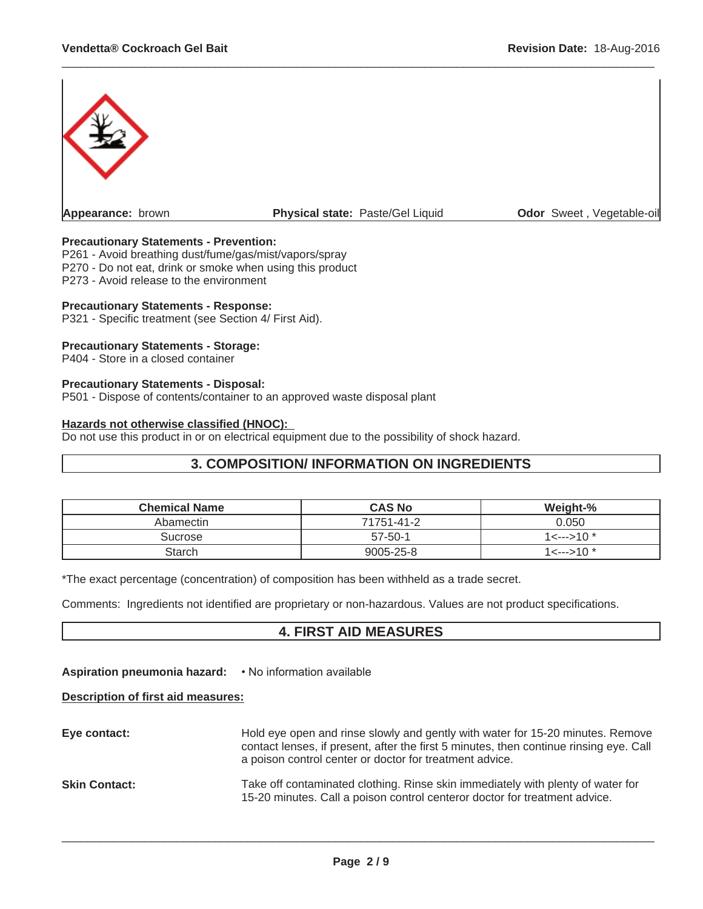**Appearance:** brown | **Physical state:** Paste/Gel Liquid | **Odor** Sweet , Vegetable-oil

**Precautionary Statements - Prevention:**
P261 - Avoid breathing dust/fume/gas/mist/vapors/spray
P270 - Do not eat, drink or smoke when using this product
P273 - Avoid release to the environment

**Precautionary Statements - Response:**
P321 - Specific treatment (see Section 4/ First Aid).

**Precautionary Statements - Storage:**
P404 - Store in a closed container

**Precautionary Statements - Disposal:**
P501 - Dispose of contents/container to an approved waste disposal plant

**Hazards not otherwise classified (HNOC):**
Do not use this product in or on electrical equipment due to the possibility of shock hazard.

## 3. COMPOSITION/ INFORMATION ON INGREDIENTS

| Chemical Name | CAS No | Weight-% |
|---|---|---|
| Abamectin | 71751-41-2 | 0.050 |
| Sucrose | 57-50-1 | 1<--->10 * |
| Starch | 9005-25-8 | 1<--->10 * |

*The exact percentage (concentration) of composition has been withheld as a trade secret.

Comments: Ingredients not identified are proprietary or non-hazardous. Values are not product specifications.

## 4. FIRST AID MEASURES

**Aspiration pneumonia hazard:** • No information available

**Description of first aid measures:**

**Eye contact:** Hold eye open and rinse slowly and gently with water for 15-20 minutes. Remove contact lenses, if present, after the first 5 minutes, then continue rinsing eye. Call a poison control center or doctor for treatment advice.

**Skin Contact:** Take off contaminated clothing. Rinse skin immediately with plenty of water for 15-20 minutes. Call a poison control centeror doctor for treatment advice.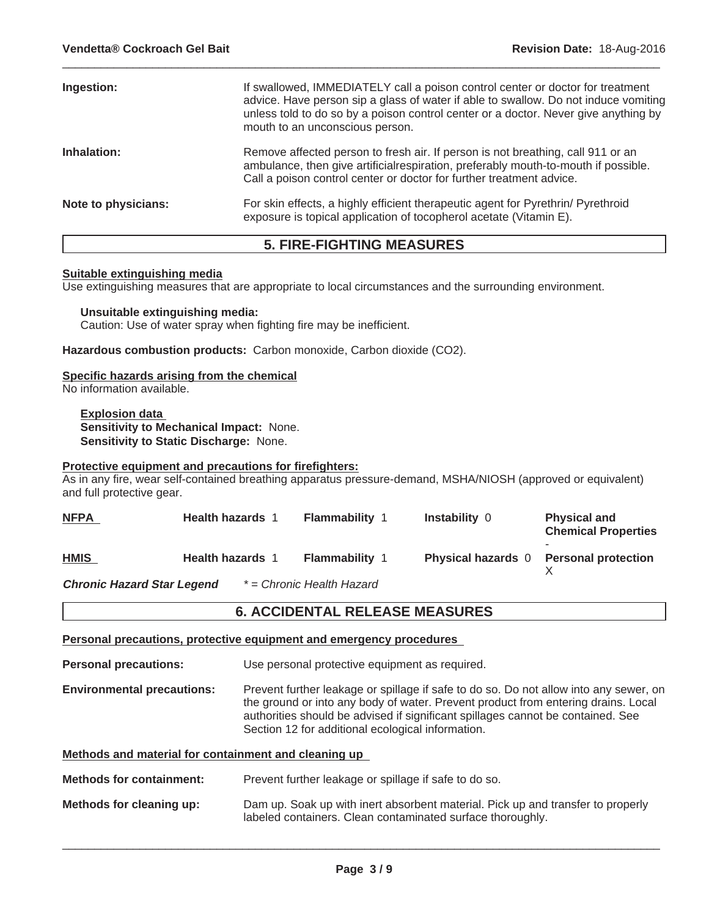**Ingestion:** If swallowed, IMMEDIATELY call a poison control center or doctor for treatment advice. Have person sip a glass of water if able to swallow. Do not induce vomiting unless told to do so by a poison control center or a doctor. Never give anything by mouth to an unconscious person.

**Inhalation:** Remove affected person to fresh air. If person is not breathing, call 911 or an ambulance, then give artificialrespiration, preferably mouth-to-mouth if possible. Call a poison control center or doctor for further treatment advice.

**Note to physicians:** For skin effects, a highly efficient therapeutic agent for Pyrethrin/ Pyrethroid exposure is topical application of tocopherol acetate (Vitamin E).

## 5. FIRE-FIGHTING MEASURES

**Suitable extinguishing media**

Use extinguishing measures that are appropriate to local circumstances and the surrounding environment.

**Unsuitable extinguishing media:**

Caution: Use of water spray when fighting fire may be inefficient.

**Hazardous combustion products:** Carbon monoxide, Carbon dioxide ($CO_2$).

**Specific hazards arising from the chemical**

No information available.

**Explosion data**

**Sensitivity to Mechanical Impact:** None.

**Sensitivity to Static Discharge:** None.

**Protective equipment and precautions for firefighters:**

As in any fire, wear self-contained breathing apparatus pressure-demand, MSHA/NIOSH (approved or equivalent) and full protective gear.

| | | | | |
|---|---|---|---|---|
| **NFPA** | **Health hazards** 1 | **Flammability** 1 | **Instability** 0 | **Physical and Chemical Properties** - |
| **HMIS** | **Health hazards** 1 | **Flammability** 1 | **Physical hazards** 0 | **Personal protection** X |

***Chronic Hazard Star Legend*** *\* = Chronic Health Hazard*

## 6. ACCIDENTAL RELEASE MEASURES

**Personal precautions, protective equipment and emergency procedures**

**Personal precautions:** Use personal protective equipment as required.

**Environmental precautions:** Prevent further leakage or spillage if safe to do so. Do not allow into any sewer, on the ground or into any body of water. Prevent product from entering drains. Local authorities should be advised if significant spillages cannot be contained. See Section 12 for additional ecological information.

**Methods and material for containment and cleaning up**

**Methods for containment:** Prevent further leakage or spillage if safe to do so.

**Methods for cleaning up:** Dam up. Soak up with inert absorbent material. Pick up and transfer to properly labeled containers. Clean contaminated surface thoroughly.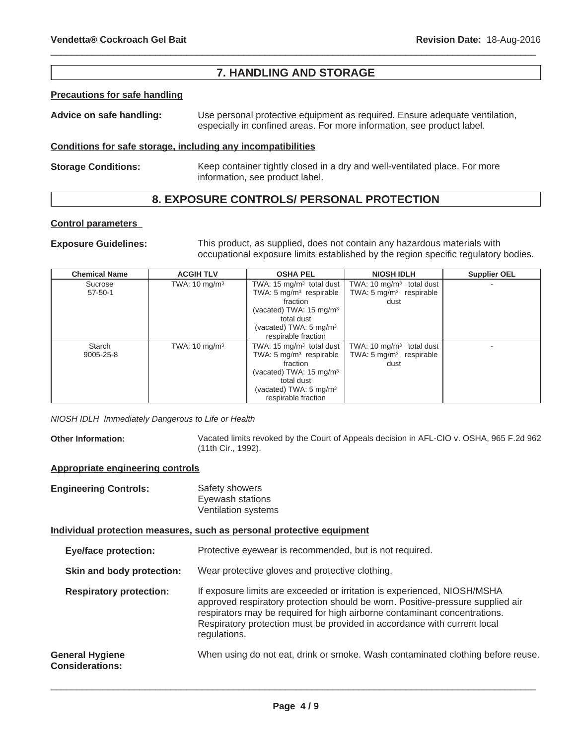## 7. HANDLING AND STORAGE

**Precautions for safe handling**

**Advice on safe handling:** Use personal protective equipment as required. Ensure adequate ventilation, especially in confined areas. For more information, see product label.

**Conditions for safe storage, including any incompatibilities**

**Storage Conditions:** Keep container tightly closed in a dry and well-ventilated place. For more information, see product label.

## 8. EXPOSURE CONTROLS/ PERSONAL PROTECTION

**Control parameters**

**Exposure Guidelines:** This product, as supplied, does not contain any hazardous materials with occupational exposure limits established by the region specific regulatory bodies.

| Chemical Name | ACGIH TLV | OSHA PEL | NIOSH IDLH | Supplier OEL |
|---|---|---|---|---|
| Sucrose 57-50-1 | TWA: 10 mg/m³ | TWA: 15 mg/m³ total dust TWA: 5 mg/m³ respirable fraction (vacated) TWA: 15 mg/m³ total dust (vacated) TWA: 5 mg/m³ respirable fraction | TWA: 10 mg/m³ total dust TWA: 5 mg/m³ respirable dust | - |
| Starch 9005-25-8 | TWA: 10 mg/m³ | TWA: 15 mg/m³ total dust TWA: 5 mg/m³ respirable fraction (vacated) TWA: 15 mg/m³ total dust (vacated) TWA: 5 mg/m³ respirable fraction | TWA: 10 mg/m³ total dust TWA: 5 mg/m³ respirable dust | - |

*NIOSH IDLH Immediately Dangerous to Life or Health*

**Other Information:** Vacated limits revoked by the Court of Appeals decision in AFL-CIO v. OSHA, 965 F.2d 962 (11th Cir., 1992).

**Appropriate engineering controls**

**Engineering Controls:** Safety showers
Eyewash stations
Ventilation systems

**Individual protection measures, such as personal protective equipment**

**Eye/face protection:** Protective eyewear is recommended, but is not required.

**Skin and body protection:** Wear protective gloves and protective clothing.

**Respiratory protection:** If exposure limits are exceeded or irritation is experienced, NIOSH/MSHA approved respiratory protection should be worn. Positive-pressure supplied air respirators may be required for high airborne contaminant concentrations. Respiratory protection must be provided in accordance with current local regulations.

**General Hygiene Considerations:** When using do not eat, drink or smoke. Wash contaminated clothing before reuse.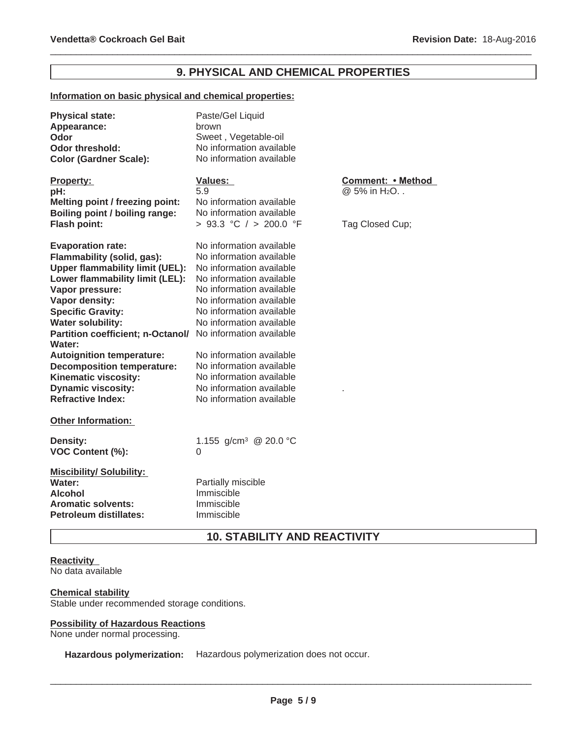## 9. PHYSICAL AND CHEMICAL PROPERTIES

**Information on basic physical and chemical properties:**

| | | |
|---|---|---|
| **Physical state:** | Paste/Gel Liquid | |
| **Appearance:** | brown | |
| **Odor** | Sweet , Vegetable-oil | |
| **Odor threshold:** | No information available | |
| **Color (Gardner Scale):** | No information available | |
| **Property:** | **Values:** | **Comment: • Method** |
| **pH:** | 5.9 | @ 5% in $H_2O$. . |
| **Melting point / freezing point:** | No information available | |
| **Boiling point / boiling range:** | No information available | |
| **Flash point:** | > 93.3 °C / > 200.0 °F | Tag Closed Cup; |
| **Evaporation rate:** | No information available | |
| **Flammability (solid, gas):** | No information available | |
| **Upper flammability limit (UEL):** | No information available | |
| **Lower flammability limit (LEL):** | No information available | |
| **Vapor pressure:** | No information available | |
| **Vapor density:** | No information available | |
| **Specific Gravity:** | No information available | |
| **Water solubility:** | No information available | |
| **Partition coefficient; n-Octanol/ Water:** | No information available | |
| **Autoignition temperature:** | No information available | |
| **Decomposition temperature:** | No information available | |
| **Kinematic viscosity:** | No information available | |
| **Dynamic viscosity:** | No information available | . |
| **Refractive Index:** | No information available | |

**Other Information:**

| | |
|---|---|
| **Density:** | 1.155 g/cm³ @ 20.0 °C |
| **VOC Content (%):** | 0 |

**Miscibility/ Solubility:**

| | |
|---|---|
| **Water:** | Partially miscible |
| **Alcohol** | Immiscible |
| **Aromatic solvents:** | Immiscible |
| **Petroleum distillates:** | Immiscible |

## 10. STABILITY AND REACTIVITY

**Reactivity**
No data available

**Chemical stability**
Stable under recommended storage conditions.

**Possibility of Hazardous Reactions**
None under normal processing.

**Hazardous polymerization:** Hazardous polymerization does not occur.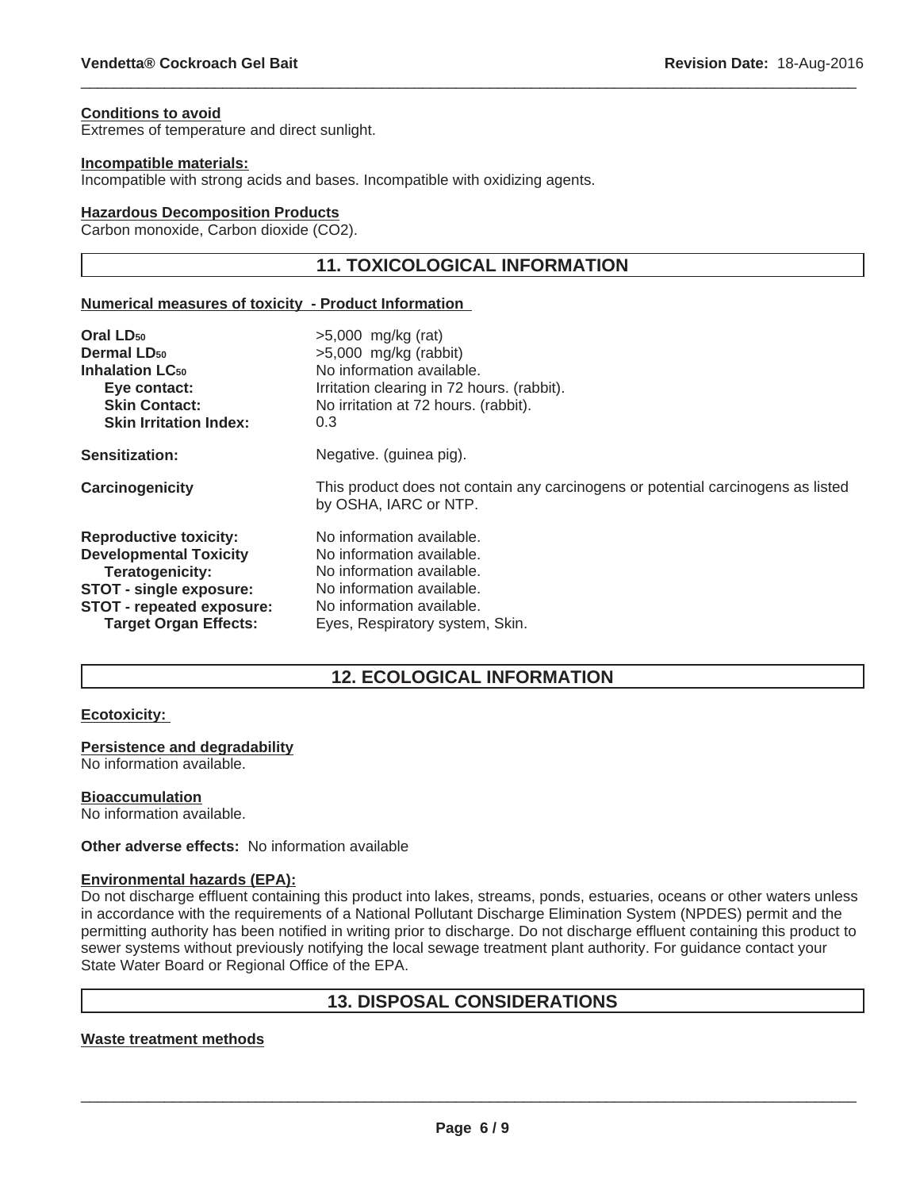**Conditions to avoid**

Extremes of temperature and direct sunlight.

**Incompatible materials:**

Incompatible with strong acids and bases. Incompatible with oxidizing agents.

**Hazardous Decomposition Products**

Carbon monoxide, Carbon dioxide ($CO_2$).

## 11. TOXICOLOGICAL INFORMATION

**Numerical measures of toxicity - Product Information**

| | |
|---|---|
| **Oral $LD_{50}$** | >5,000 mg/kg (rat) |
| **Dermal $LD_{50}$** | >5,000 mg/kg (rabbit) |
| **Inhalation $LC_{50}$** | No information available. |
| **Eye contact:** | Irritation clearing in 72 hours. (rabbit). |
| **Skin Contact:** | No irritation at 72 hours. (rabbit). |
| **Skin Irritation Index:** | 0.3 |
| **Sensitization:** | Negative. (guinea pig). |
| **Carcinogenicity** | This product does not contain any carcinogens or potential carcinogens as listed by OSHA, IARC or NTP. |
| **Reproductive toxicity:** | No information available. |
| **Developmental Toxicity** | No information available. |
| **Teratogenicity:** | No information available. |
| **STOT - single exposure:** | No information available. |
| **STOT - repeated exposure:** | No information available. |
| **Target Organ Effects:** | Eyes, Respiratory system, Skin. |

## 12. ECOLOGICAL INFORMATION

**Ecotoxicity:**

**Persistence and degradability**

No information available.

**Bioaccumulation**

No information available.

**Other adverse effects:** No information available

**Environmental hazards (EPA):**

Do not discharge effluent containing this product into lakes, streams, ponds, estuaries, oceans or other waters unless in accordance with the requirements of a National Pollutant Discharge Elimination System (NPDES) permit and the permitting authority has been notified in writing prior to discharge. Do not discharge effluent containing this product to sewer systems without previously notifying the local sewage treatment plant authority. For guidance contact your State Water Board or Regional Office of the EPA.

## 13. DISPOSAL CONSIDERATIONS

**Waste treatment methods**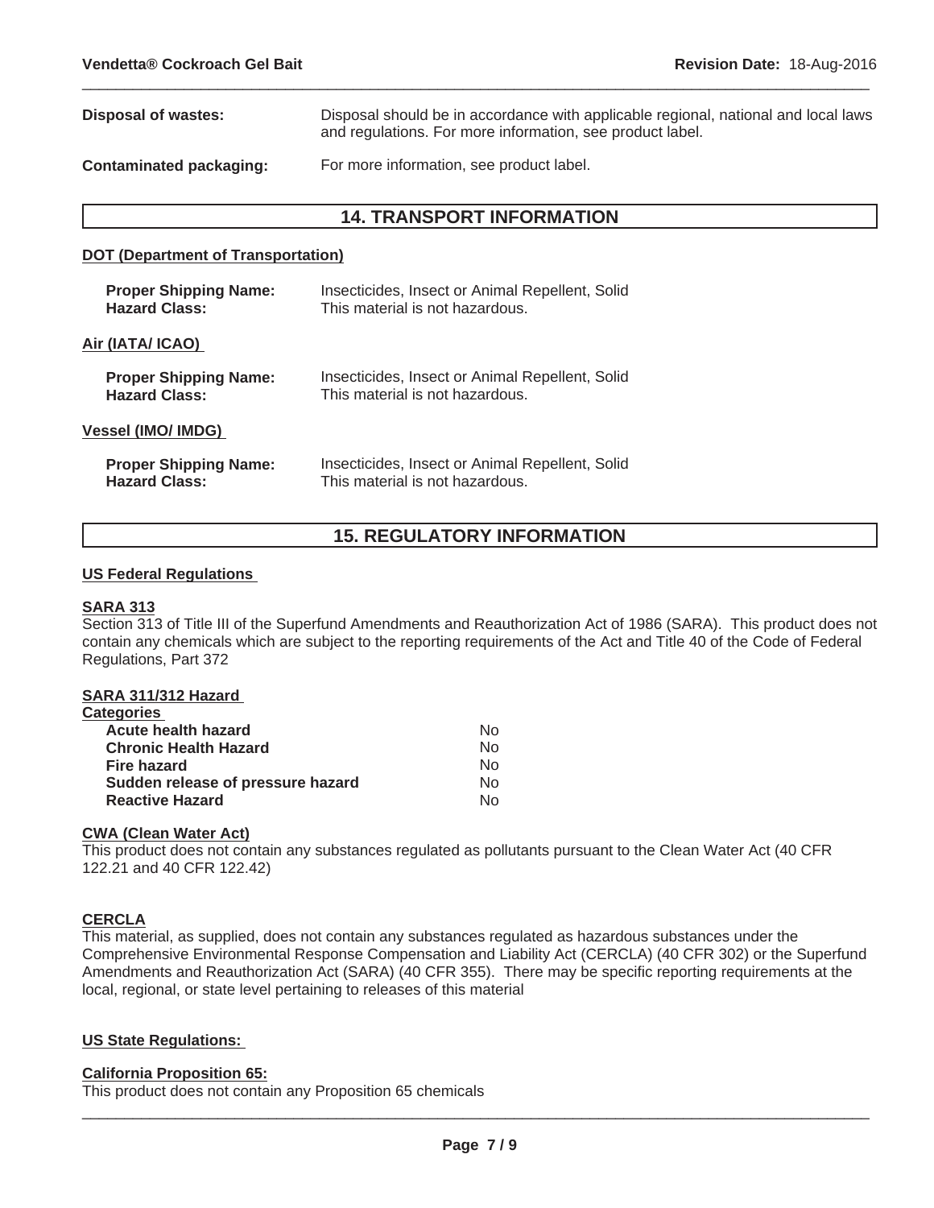**Disposal of wastes:** Disposal should be in accordance with applicable regional, national and local laws and regulations. For more information, see product label.

**Contaminated packaging:** For more information, see product label.

## 14. TRANSPORT INFORMATION

### DOT (Department of Transportation)

**Proper Shipping Name:** Insecticides, Insect or Animal Repellent, Solid
**Hazard Class:** This material is not hazardous.

### Air (IATA/ ICAO)

**Proper Shipping Name:** Insecticides, Insect or Animal Repellent, Solid
**Hazard Class:** This material is not hazardous.

### Vessel (IMO/ IMDG)

**Proper Shipping Name:** Insecticides, Insect or Animal Repellent, Solid
**Hazard Class:** This material is not hazardous.

## 15. REGULATORY INFORMATION

### US Federal Regulations

**SARA 313**

Section 313 of Title III of the Superfund Amendments and Reauthorization Act of 1986 (SARA). This product does not contain any chemicals which are subject to the reporting requirements of the Act and Title 40 of the Code of Federal Regulations, Part 372

**SARA 311/312 Hazard Categories**

| | |
|---|---|
| **Acute health hazard** | No |
| **Chronic Health Hazard** | No |
| **Fire hazard** | No |
| **Sudden release of pressure hazard** | No |
| **Reactive Hazard** | No |

**CWA (Clean Water Act)**

This product does not contain any substances regulated as pollutants pursuant to the Clean Water Act (40 CFR 122.21 and 40 CFR 122.42)

**CERCLA**

This material, as supplied, does not contain any substances regulated as hazardous substances under the Comprehensive Environmental Response Compensation and Liability Act (CERCLA) (40 CFR 302) or the Superfund Amendments and Reauthorization Act (SARA) (40 CFR 355). There may be specific reporting requirements at the local, regional, or state level pertaining to releases of this material

### US State Regulations:

**California Proposition 65:**

This product does not contain any Proposition 65 chemicals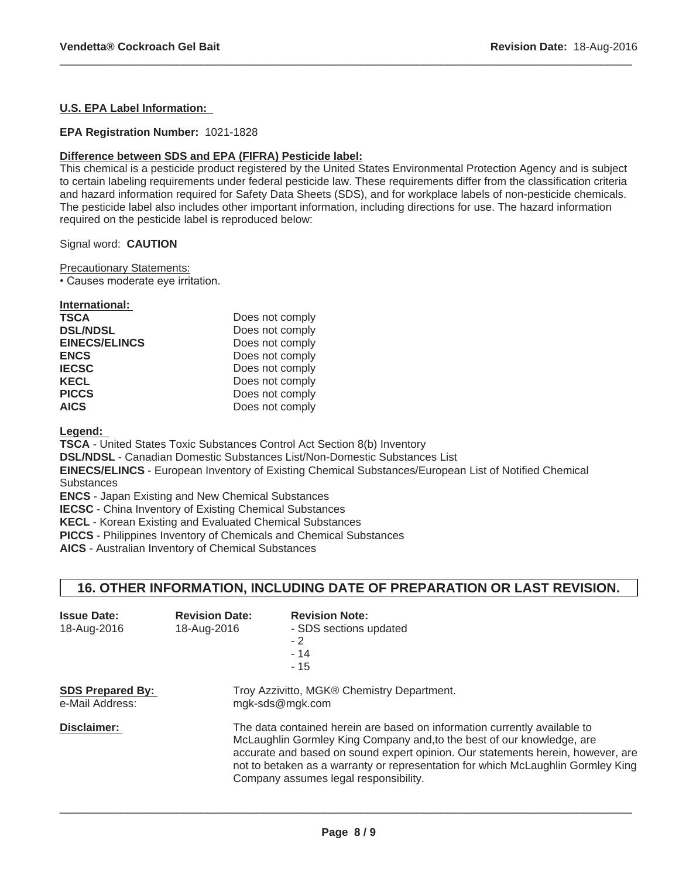**U.S. EPA Label Information:**

**EPA Registration Number:** 1021-1828

**Difference between SDS and EPA (FIFRA) Pesticide label:**

This chemical is a pesticide product registered by the United States Environmental Protection Agency and is subject to certain labeling requirements under federal pesticide law. These requirements differ from the classification criteria and hazard information required for Safety Data Sheets (SDS), and for workplace labels of non-pesticide chemicals. The pesticide label also includes other important information, including directions for use. The hazard information required on the pesticide label is reproduced below:

Signal word: **CAUTION**

Precautionary Statements:

• Causes moderate eye irritation.

**International:**

| | |
|---|---|
| **TSCA** | Does not comply |
| **DSL/NDSL** | Does not comply |
| **EINECS/ELINCS** | Does not comply |
| **ENCS** | Does not comply |
| **IECSC** | Does not comply |
| **KECL** | Does not comply |
| **PICCS** | Does not comply |
| **AICS** | Does not comply |

**Legend:**

**TSCA** - United States Toxic Substances Control Act Section 8(b) Inventory
**DSL/NDSL** - Canadian Domestic Substances List/Non-Domestic Substances List
**EINECS/ELINCS** - European Inventory of Existing Chemical Substances/European List of Notified Chemical Substances
**ENCS** - Japan Existing and New Chemical Substances
**IECSC** - China Inventory of Existing Chemical Substances
**KECL** - Korean Existing and Evaluated Chemical Substances
**PICCS** - Philippines Inventory of Chemicals and Chemical Substances
**AICS** - Australian Inventory of Chemical Substances

## 16. OTHER INFORMATION, INCLUDING DATE OF PREPARATION OR LAST REVISION.

| **Issue Date:** | **Revision Date:** | **Revision Note:** |
|---|---|---|
| 18-Aug-2016 | 18-Aug-2016 | - SDS sections updated<br>- 2<br>- 14<br>- 15 |

**SDS Prepared By:** Troy Azzivitto, MGK® Chemistry Department.
e-Mail Address: mgk-sds@mgk.com

**Disclaimer:** The data contained herein are based on information currently available to McLaughlin Gormley King Company and,to the best of our knowledge, are accurate and based on sound expert opinion. Our statements herein, however, are not to betaken as a warranty or representation for which McLaughlin Gormley King Company assumes legal responsibility.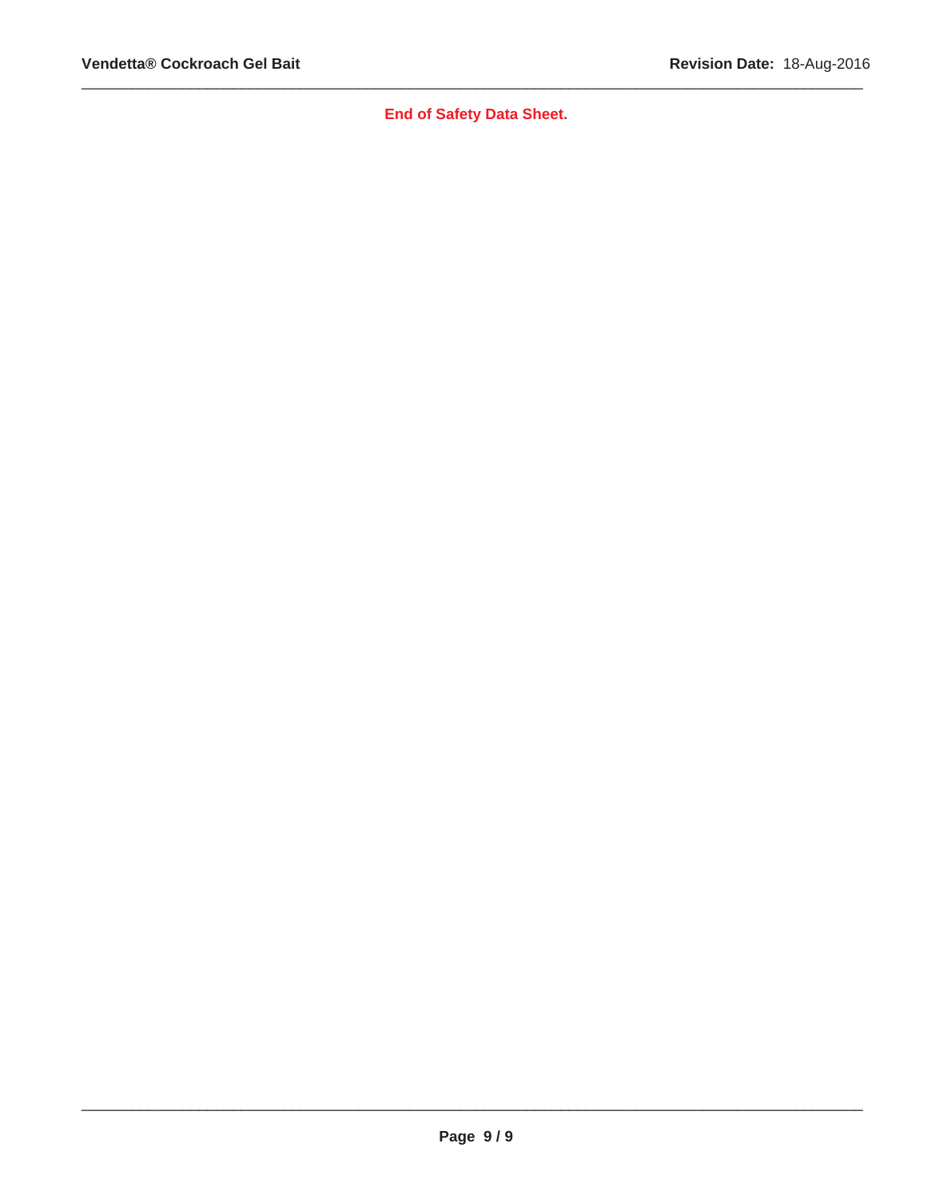**End of Safety Data Sheet.**